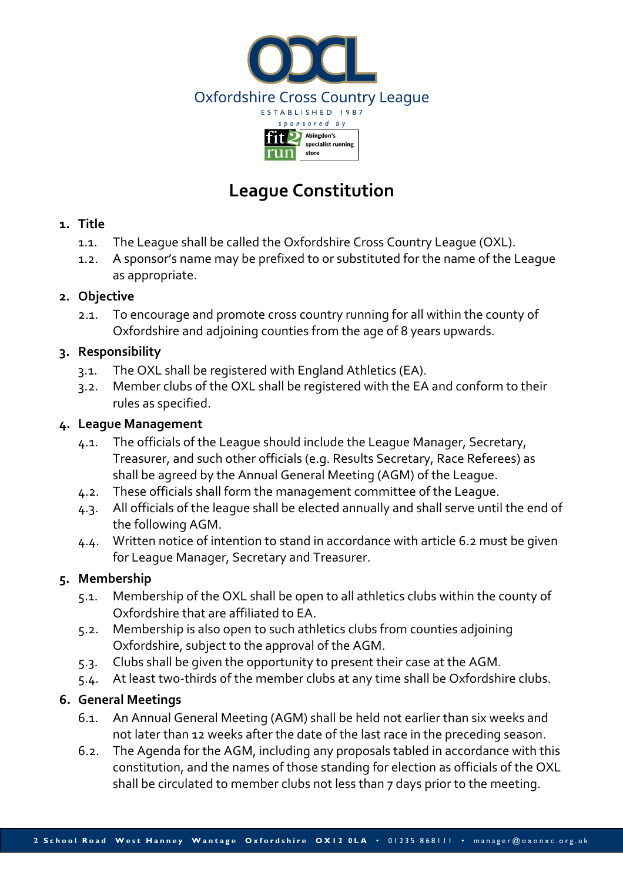Oxfordshire Cross Country League

ESTABLISHED 1987

sponsored by

Abingdon's specialist running store

# League Constitution

## 1. Title

1.1. The League shall be called the Oxfordshire Cross Country League (OXL).

1.2. A sponsor's name may be prefixed to or substituted for the name of the League as appropriate.

## 2. Objective

2.1. To encourage and promote cross country running for all within the county of Oxfordshire and adjoining counties from the age of 8 years upwards.

## 3. Responsibility

3.1. The OXL shall be registered with England Athletics (EA).

3.2. Member clubs of the OXL shall be registered with the EA and conform to their rules as specified.

## 4. League Management

4.1. The officials of the League should include the League Manager, Secretary, Treasurer, and such other officials (e.g. Results Secretary, Race Referees) as shall be agreed by the Annual General Meeting (AGM) of the League.

4.2. These officials shall form the management committee of the League.

4.3. All officials of the league shall be elected annually and shall serve until the end of the following AGM.

4.4. Written notice of intention to stand in accordance with article 6.2 must be given for League Manager, Secretary and Treasurer.

## 5. Membership

5.1. Membership of the OXL shall be open to all athletics clubs within the county of Oxfordshire that are affiliated to EA.

5.2. Membership is also open to such athletics clubs from counties adjoining Oxfordshire, subject to the approval of the AGM.

5.3. Clubs shall be given the opportunity to present their case at the AGM.

5.4. At least two-thirds of the member clubs at any time shall be Oxfordshire clubs.

## 6. General Meetings

6.1. An Annual General Meeting (AGM) shall be held not earlier than six weeks and not later than 12 weeks after the date of the last race in the preceding season.

6.2. The Agenda for the AGM, including any proposals tabled in accordance with this constitution, and the names of those standing for election as officials of the OXL shall be circulated to member clubs not less than 7 days prior to the meeting.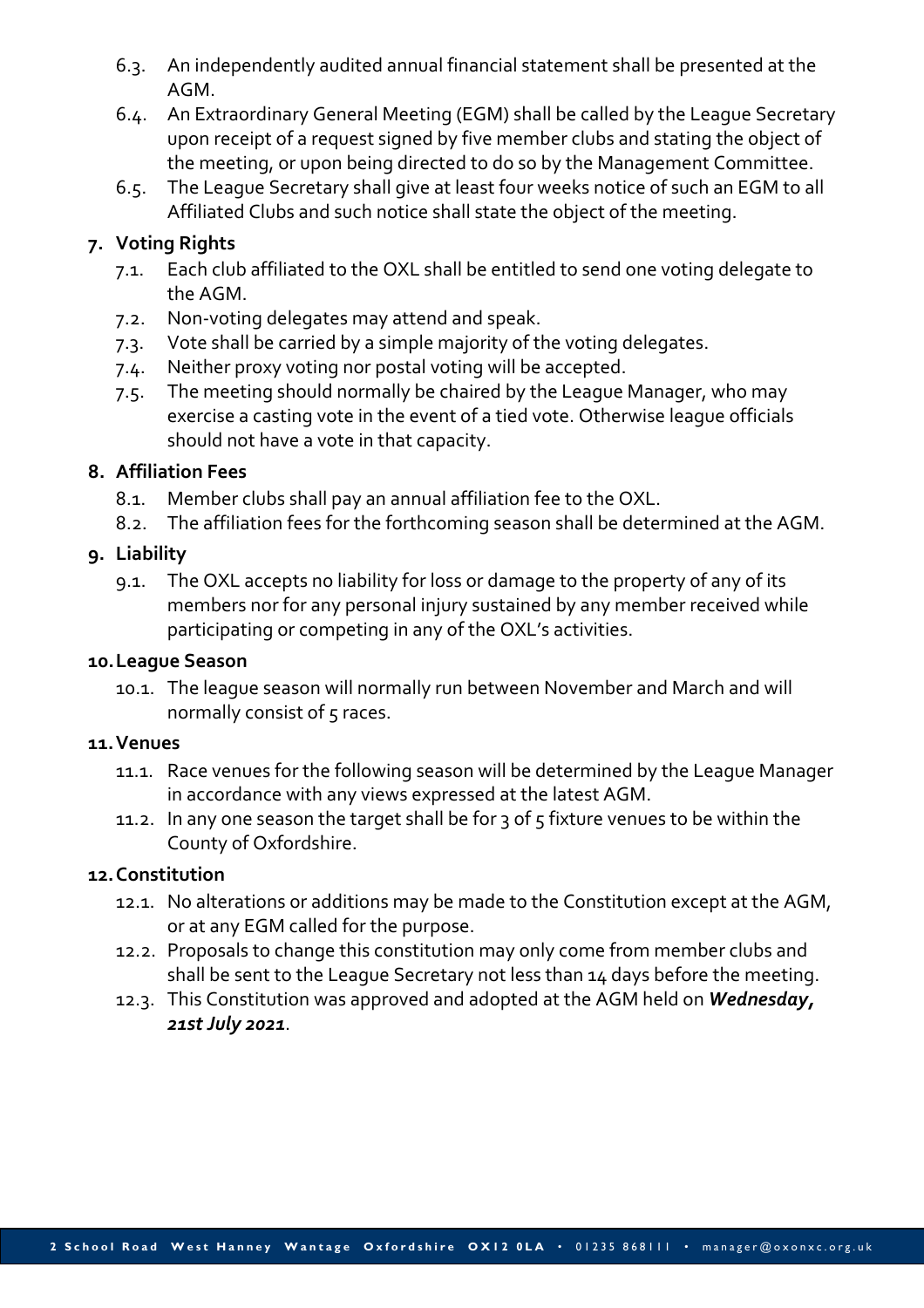6.3. An independently audited annual financial statement shall be presented at the AGM.

6.4. An Extraordinary General Meeting (EGM) shall be called by the League Secretary upon receipt of a request signed by five member clubs and stating the object of the meeting, or upon being directed to do so by the Management Committee.

6.5. The League Secretary shall give at least four weeks notice of such an EGM to all Affiliated Clubs and such notice shall state the object of the meeting.

## 7. Voting Rights

7.1. Each club affiliated to the OXL shall be entitled to send one voting delegate to the AGM.

7.2. Non-voting delegates may attend and speak.

7.3. Vote shall be carried by a simple majority of the voting delegates.

7.4. Neither proxy voting nor postal voting will be accepted.

7.5. The meeting should normally be chaired by the League Manager, who may exercise a casting vote in the event of a tied vote. Otherwise league officials should not have a vote in that capacity.

## 8. Affiliation Fees

8.1. Member clubs shall pay an annual affiliation fee to the OXL.

8.2. The affiliation fees for the forthcoming season shall be determined at the AGM.

## 9. Liability

9.1. The OXL accepts no liability for loss or damage to the property of any of its members nor for any personal injury sustained by any member received while participating or competing in any of the OXL's activities.

## 10. League Season

10.1. The league season will normally run between November and March and will normally consist of 5 races.

## 11. Venues

11.1. Race venues for the following season will be determined by the League Manager in accordance with any views expressed at the latest AGM.

11.2. In any one season the target shall be for 3 of 5 fixture venues to be within the County of Oxfordshire.

## 12. Constitution

12.1. No alterations or additions may be made to the Constitution except at the AGM, or at any EGM called for the purpose.

12.2. Proposals to change this constitution may only come from member clubs and shall be sent to the League Secretary not less than 14 days before the meeting.

12.3. This Constitution was approved and adopted at the AGM held on ***Wednesday, 21st July 2021***.

2 School Road West Hanney Wantage Oxfordshire OX12 0LA • 01235 868111 • manager@oxonxc.org.uk